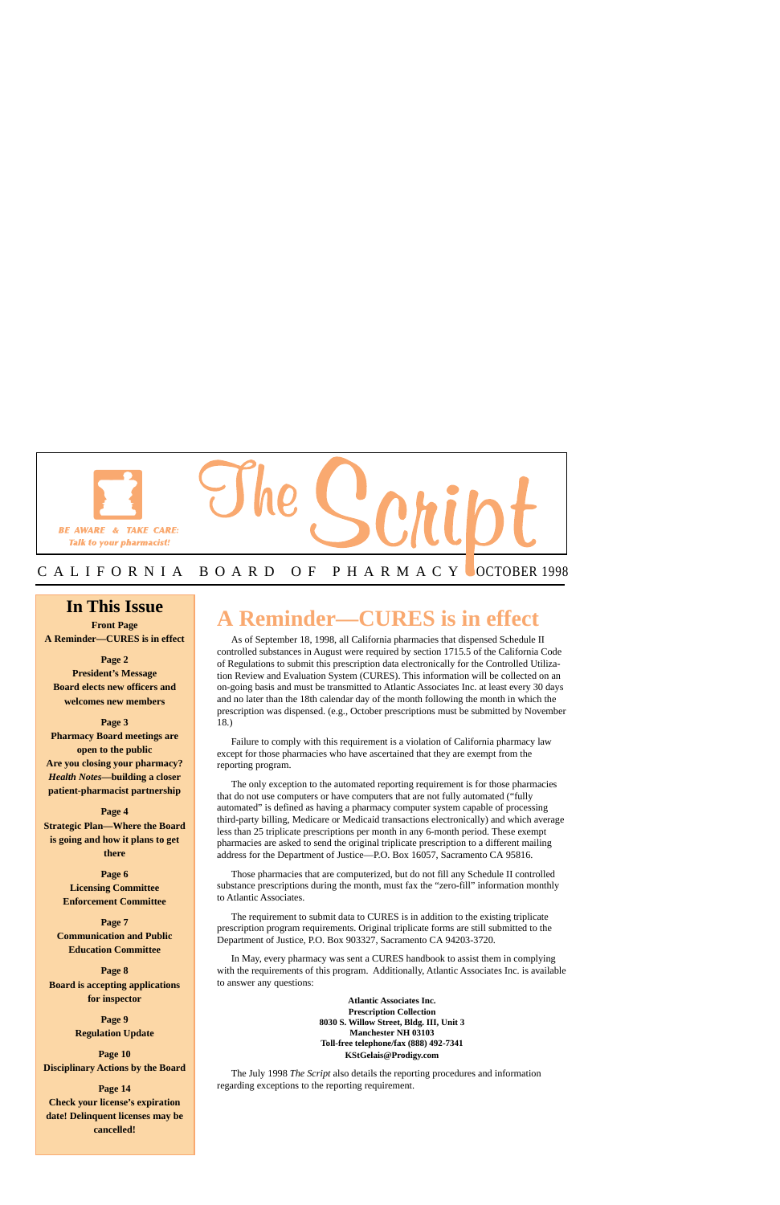# The Script

BE AWARE & TAKE CARE: Talk to your pharmacist!

CALIFORNIA BOARD OF PHARMACY OCTOBER 1998

## In This Issue

**Front Page**
**A Reminder—CURES is in effect**

**Page 2**
**President's Message**
**Board elects new officers and welcomes new members**

**Page 3**
**Pharmacy Board meetings are open to the public**
**Are you closing your pharmacy?**
***Health Notes*—building a closer patient-pharmacist partnership**

**Page 4**
**Strategic Plan—Where the Board is going and how it plans to get there**

**Page 6**
**Licensing Committee**
**Enforcement Committee**

**Page 7**
**Communication and Public Education Committee**

**Page 8**
**Board is accepting applications for inspector**

**Page 9**
**Regulation Update**

**Page 10**
**Disciplinary Actions by the Board**

**Page 14**
**Check your license's expiration date! Delinquent licenses may be cancelled!**

# A Reminder—CURES is in effect

As of September 18, 1998, all California pharmacies that dispensed Schedule II controlled substances in August were required by section 1715.5 of the California Code of Regulations to submit this prescription data electronically for the Controlled Utilization Review and Evaluation System (CURES). This information will be collected on an on-going basis and must be transmitted to Atlantic Associates Inc. at least every 30 days and no later than the 18th calendar day of the month following the month in which the prescription was dispensed. (e.g., October prescriptions must be submitted by November 18.)

Failure to comply with this requirement is a violation of California pharmacy law except for those pharmacies who have ascertained that they are exempt from the reporting program.

The only exception to the automated reporting requirement is for those pharmacies that do not use computers or have computers that are not fully automated ("fully automated" is defined as having a pharmacy computer system capable of processing third-party billing, Medicare or Medicaid transactions electronically) and which average less than 25 triplicate prescriptions per month in any 6-month period. These exempt pharmacies are asked to send the original triplicate prescription to a different mailing address for the Department of Justice—P.O. Box 16057, Sacramento CA 95816.

Those pharmacies that are computerized, but do not fill any Schedule II controlled substance prescriptions during the month, must fax the "zero-fill" information monthly to Atlantic Associates.

The requirement to submit data to CURES is in addition to the existing triplicate prescription program requirements. Original triplicate forms are still submitted to the Department of Justice, P.O. Box 903327, Sacramento CA 94203-3720.

In May, every pharmacy was sent a CURES handbook to assist them in complying with the requirements of this program. Additionally, Atlantic Associates Inc. is available to answer any questions:

**Atlantic Associates Inc.**
**Prescription Collection**
**8030 S. Willow Street, Bldg. III, Unit 3**
**Manchester NH 03103**
**Toll-free telephone/fax (888) 492-7341**
**KStGelais@Prodigy.com**

The July 1998 *The Script* also details the reporting procedures and information regarding exceptions to the reporting requirement.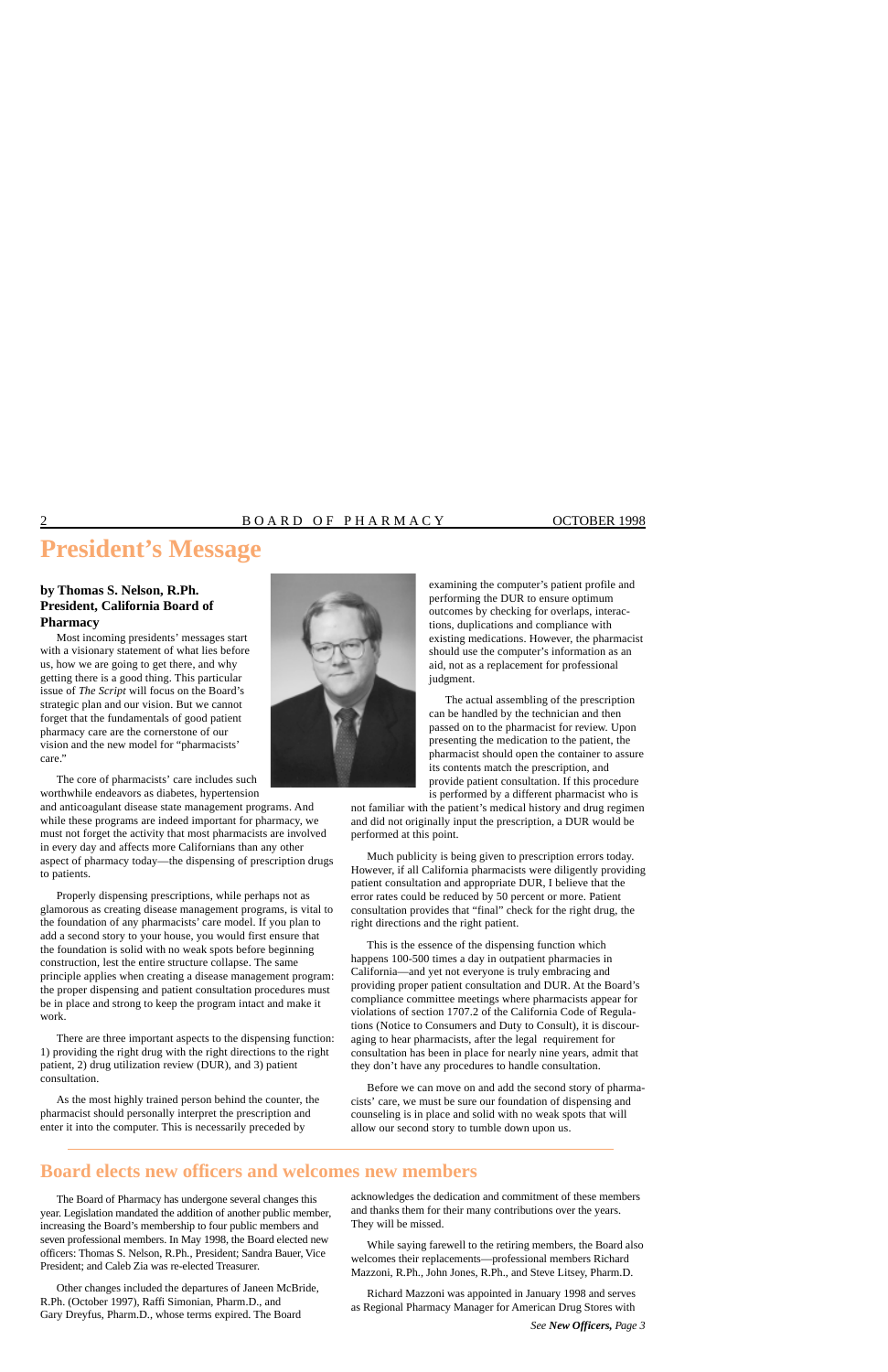# President's Message

**by Thomas S. Nelson, R.Ph.**
**President, California Board of Pharmacy**

Most incoming presidents' messages start with a visionary statement of what lies before us, how we are going to get there, and why getting there is a good thing. This particular issue of *The Script* will focus on the Board's strategic plan and our vision. But we cannot forget that the fundamentals of good patient pharmacy care are the cornerstone of our vision and the new model for "pharmacists' care."

The core of pharmacists' care includes such worthwhile endeavors as diabetes, hypertension and anticoagulant disease state management programs. And while these programs are indeed important for pharmacy, we must not forget the activity that most pharmacists are involved in every day and affects more Californians than any other aspect of pharmacy today—the dispensing of prescription drugs to patients.

Properly dispensing prescriptions, while perhaps not as glamorous as creating disease management programs, is vital to the foundation of any pharmacists' care model. If you plan to add a second story to your house, you would first ensure that the foundation is solid with no weak spots before beginning construction, lest the entire structure collapse. The same principle applies when creating a disease management program: the proper dispensing and patient consultation procedures must be in place and strong to keep the program intact and make it work.

There are three important aspects to the dispensing function: 1) providing the right drug with the right directions to the right patient, 2) drug utilization review (DUR), and 3) patient consultation.

As the most highly trained person behind the counter, the pharmacist should personally interpret the prescription and enter it into the computer. This is necessarily preceded by examining the computer's patient profile and performing the DUR to ensure optimum outcomes by checking for overlaps, interactions, duplications and compliance with existing medications. However, the pharmacist should use the computer's information as an aid, not as a replacement for professional judgment.

The actual assembling of the prescription can be handled by the technician and then passed on to the pharmacist for review. Upon presenting the medication to the patient, the pharmacist should open the container to assure its contents match the prescription, and provide patient consultation. If this procedure is performed by a different pharmacist who is not familiar with the patient's medical history and drug regimen and did not originally input the prescription, a DUR would be performed at this point.

Much publicity is being given to prescription errors today. However, if all California pharmacists were diligently providing patient consultation and appropriate DUR, I believe that the error rates could be reduced by 50 percent or more. Patient consultation provides that "final" check for the right drug, the right directions and the right patient.

This is the essence of the dispensing function which happens 100-500 times a day in outpatient pharmacies in California—and yet not everyone is truly embracing and providing proper patient consultation and DUR. At the Board's compliance committee meetings where pharmacists appear for violations of section 1707.2 of the California Code of Regulations (Notice to Consumers and Duty to Consult), it is discouraging to hear pharmacists, after the legal requirement for consultation has been in place for nearly nine years, admit that they don't have any procedures to handle consultation.

Before we can move on and add the second story of pharmacists' care, we must be sure our foundation of dispensing and counseling is in place and solid with no weak spots that will allow our second story to tumble down upon us.

# Board elects new officers and welcomes new members

The Board of Pharmacy has undergone several changes this year. Legislation mandated the addition of another public member, increasing the Board's membership to four public members and seven professional members. In May 1998, the Board elected new officers: Thomas S. Nelson, R.Ph., President; Sandra Bauer, Vice President; and Caleb Zia was re-elected Treasurer.

Other changes included the departures of Janeen McBride, R.Ph. (October 1997), Raffi Simonian, Pharm.D., and Gary Dreyfus, Pharm.D., whose terms expired. The Board acknowledges the dedication and commitment of these members and thanks them for their many contributions over the years. They will be missed.

While saying farewell to the retiring members, the Board also welcomes their replacements—professional members Richard Mazzoni, R.Ph., John Jones, R.Ph., and Steve Litsey, Pharm.D.

Richard Mazzoni was appointed in January 1998 and serves as Regional Pharmacy Manager for American Drug Stores with

*See **New Officers,** Page 3*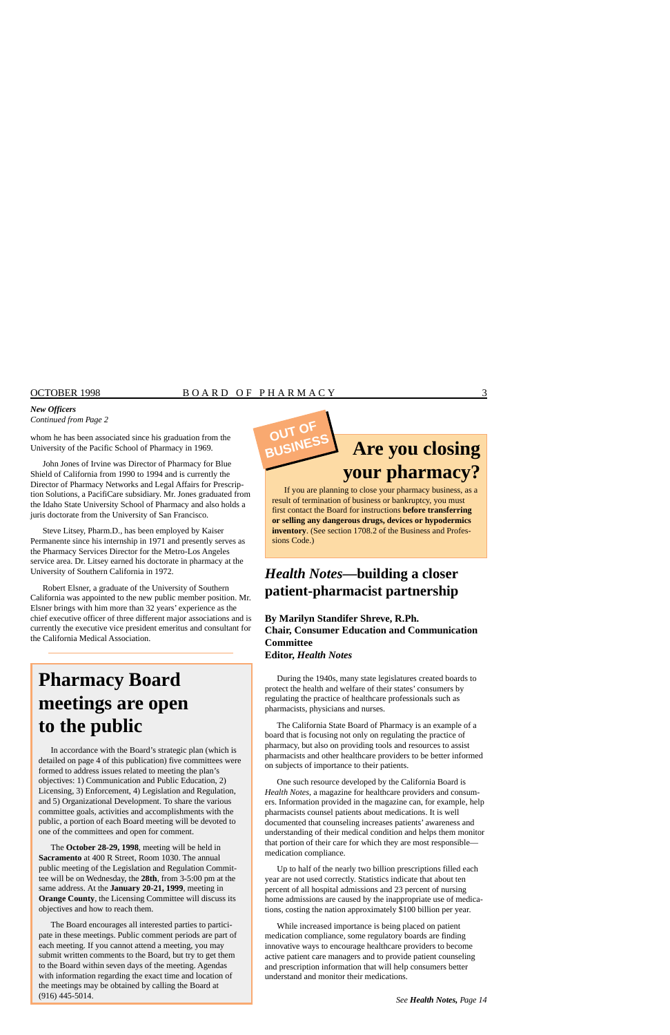*New Officers*
*Continued from Page 2*

whom he has been associated since his graduation from the University of the Pacific School of Pharmacy in 1969.

John Jones of Irvine was Director of Pharmacy for Blue Shield of California from 1990 to 1994 and is currently the Director of Pharmacy Networks and Legal Affairs for Prescription Solutions, a PacifiCare subsidiary. Mr. Jones graduated from the Idaho State University School of Pharmacy and also holds a juris doctorate from the University of San Francisco.

Steve Litsey, Pharm.D., has been employed by Kaiser Permanente since his internship in 1971 and presently serves as the Pharmacy Services Director for the Metro-Los Angeles service area. Dr. Litsey earned his doctorate in pharmacy at the University of Southern California in 1972.

Robert Elsner, a graduate of the University of Southern California was appointed to the new public member position. Mr. Elsner brings with him more than 32 years' experience as the chief executive officer of three different major associations and is currently the executive vice president emeritus and consultant for the California Medical Association.

# Pharmacy Board meetings are open to the public

In accordance with the Board's strategic plan (which is detailed on page 4 of this publication) five committees were formed to address issues related to meeting the plan's objectives: 1) Communication and Public Education, 2) Licensing, 3) Enforcement, 4) Legislation and Regulation, and 5) Organizational Development. To share the various committee goals, activities and accomplishments with the public, a portion of each Board meeting will be devoted to one of the committees and open for comment.

The **October 28-29, 1998**, meeting will be held in **Sacramento** at 400 R Street, Room 1030. The annual public meeting of the Legislation and Regulation Committee will be on Wednesday, the **28th**, from 3-5:00 pm at the same address. At the **January 20-21, 1999**, meeting in **Orange County**, the Licensing Committee will discuss its objectives and how to reach them.

The Board encourages all interested parties to participate in these meetings. Public comment periods are part of each meeting. If you cannot attend a meeting, you may submit written comments to the Board, but try to get them to the Board within seven days of the meeting. Agendas with information regarding the exact time and location of the meetings may be obtained by calling the Board at (916) 445-5014.

OUT OF BUSINESS

# Are you closing your pharmacy?

If you are planning to close your pharmacy business, as a result of termination of business or bankruptcy, you must first contact the Board for instructions **before transferring or selling any dangerous drugs, devices or hypodermics inventory**. (See section 1708.2 of the Business and Professions Code.)

# *Health Notes*—building a closer patient-pharmacist partnership

**By Marilyn Standifer Shreve, R.Ph.**
**Chair, Consumer Education and Communication Committee**
**Editor, *Health Notes***

During the 1940s, many state legislatures created boards to protect the health and welfare of their states' consumers by regulating the practice of healthcare professionals such as pharmacists, physicians and nurses.

The California State Board of Pharmacy is an example of a board that is focusing not only on regulating the practice of pharmacy, but also on providing tools and resources to assist pharmacists and other healthcare providers to be better informed on subjects of importance to their patients.

One such resource developed by the California Board is *Health Notes*, a magazine for healthcare providers and consumers. Information provided in the magazine can, for example, help pharmacists counsel patients about medications. It is well documented that counseling increases patients' awareness and understanding of their medical condition and helps them monitor that portion of their care for which they are most responsible—medication compliance.

Up to half of the nearly two billion prescriptions filled each year are not used correctly. Statistics indicate that about ten percent of all hospital admissions and 23 percent of nursing home admissions are caused by the inappropriate use of medications, costing the nation approximately $100 billion per year.

While increased importance is being placed on patient medication compliance, some regulatory boards are finding innovative ways to encourage healthcare providers to become active patient care managers and to provide patient counseling and prescription information that will help consumers better understand and monitor their medications.

*See **Health Notes**, Page 14*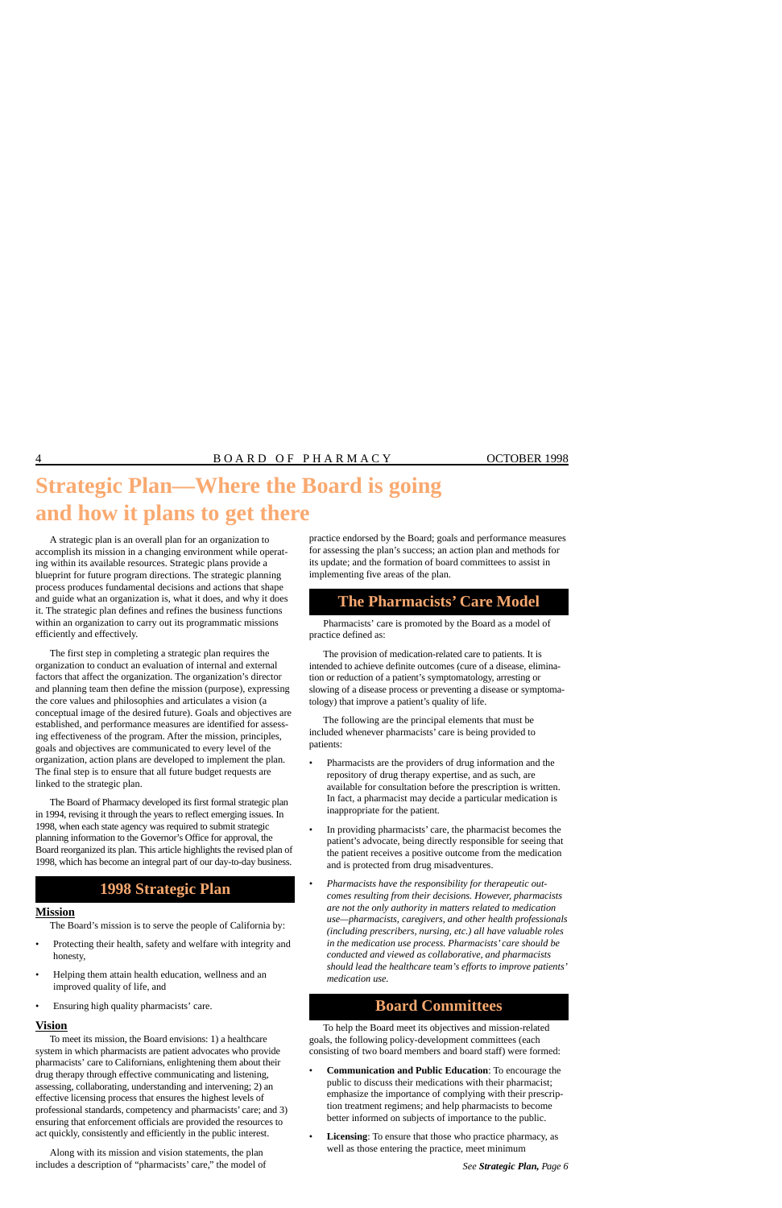# Strategic Plan—Where the Board is going and how it plans to get there

A strategic plan is an overall plan for an organization to accomplish its mission in a changing environment while operating within its available resources. Strategic plans provide a blueprint for future program directions. The strategic planning process produces fundamental decisions and actions that shape and guide what an organization is, what it does, and why it does it. The strategic plan defines and refines the business functions within an organization to carry out its programmatic missions efficiently and effectively.

The first step in completing a strategic plan requires the organization to conduct an evaluation of internal and external factors that affect the organization. The organization's director and planning team then define the mission (purpose), expressing the core values and philosophies and articulates a vision (a conceptual image of the desired future). Goals and objectives are established, and performance measures are identified for assessing effectiveness of the program. After the mission, principles, goals and objectives are communicated to every level of the organization, action plans are developed to implement the plan. The final step is to ensure that all future budget requests are linked to the strategic plan.

The Board of Pharmacy developed its first formal strategic plan in 1994, revising it through the years to reflect emerging issues. In 1998, when each state agency was required to submit strategic planning information to the Governor's Office for approval, the Board reorganized its plan. This article highlights the revised plan of 1998, which has become an integral part of our day-to-day business.

## 1998 Strategic Plan

### Mission

The Board's mission is to serve the people of California by:

- Protecting their health, safety and welfare with integrity and honesty,
- Helping them attain health education, wellness and an improved quality of life, and
- Ensuring high quality pharmacists' care.

### Vision

To meet its mission, the Board envisions: 1) a healthcare system in which pharmacists are patient advocates who provide pharmacists' care to Californians, enlightening them about their drug therapy through effective communicating and listening, assessing, collaborating, understanding and intervening; 2) an effective licensing process that ensures the highest levels of professional standards, competency and pharmacists' care; and 3) ensuring that enforcement officials are provided the resources to act quickly, consistently and efficiently in the public interest.

Along with its mission and vision statements, the plan includes a description of "pharmacists' care," the model of practice endorsed by the Board; goals and performance measures for assessing the plan's success; an action plan and methods for its update; and the formation of board committees to assist in implementing five areas of the plan.

## The Pharmacists' Care Model

Pharmacists' care is promoted by the Board as a model of practice defined as:

The provision of medication-related care to patients. It is intended to achieve definite outcomes (cure of a disease, elimination or reduction of a patient's symptomatology, arresting or slowing of a disease process or preventing a disease or symptomatology) that improve a patient's quality of life.

The following are the principal elements that must be included whenever pharmacists' care is being provided to patients:

- Pharmacists are the providers of drug information and the repository of drug therapy expertise, and as such, are available for consultation before the prescription is written. In fact, a pharmacist may decide a particular medication is inappropriate for the patient.
- In providing pharmacists' care, the pharmacist becomes the patient's advocate, being directly responsible for seeing that the patient receives a positive outcome from the medication and is protected from drug misadventures.
- *Pharmacists have the responsibility for therapeutic outcomes resulting from their decisions. However, pharmacists are not the only authority in matters related to medication use—pharmacists, caregivers, and other health professionals (including prescribers, nursing, etc.) all have valuable roles in the medication use process. Pharmacists' care should be conducted and viewed as collaborative, and pharmacists should lead the healthcare team's efforts to improve patients' medication use.*

## Board Committees

To help the Board meet its objectives and mission-related goals, the following policy-development committees (each consisting of two board members and board staff) were formed:

- **Communication and Public Education**: To encourage the public to discuss their medications with their pharmacist; emphasize the importance of complying with their prescription treatment regimens; and help pharmacists to become better informed on subjects of importance to the public.
- **Licensing**: To ensure that those who practice pharmacy, as well as those entering the practice, meet minimum

*See **Strategic Plan,** Page 6*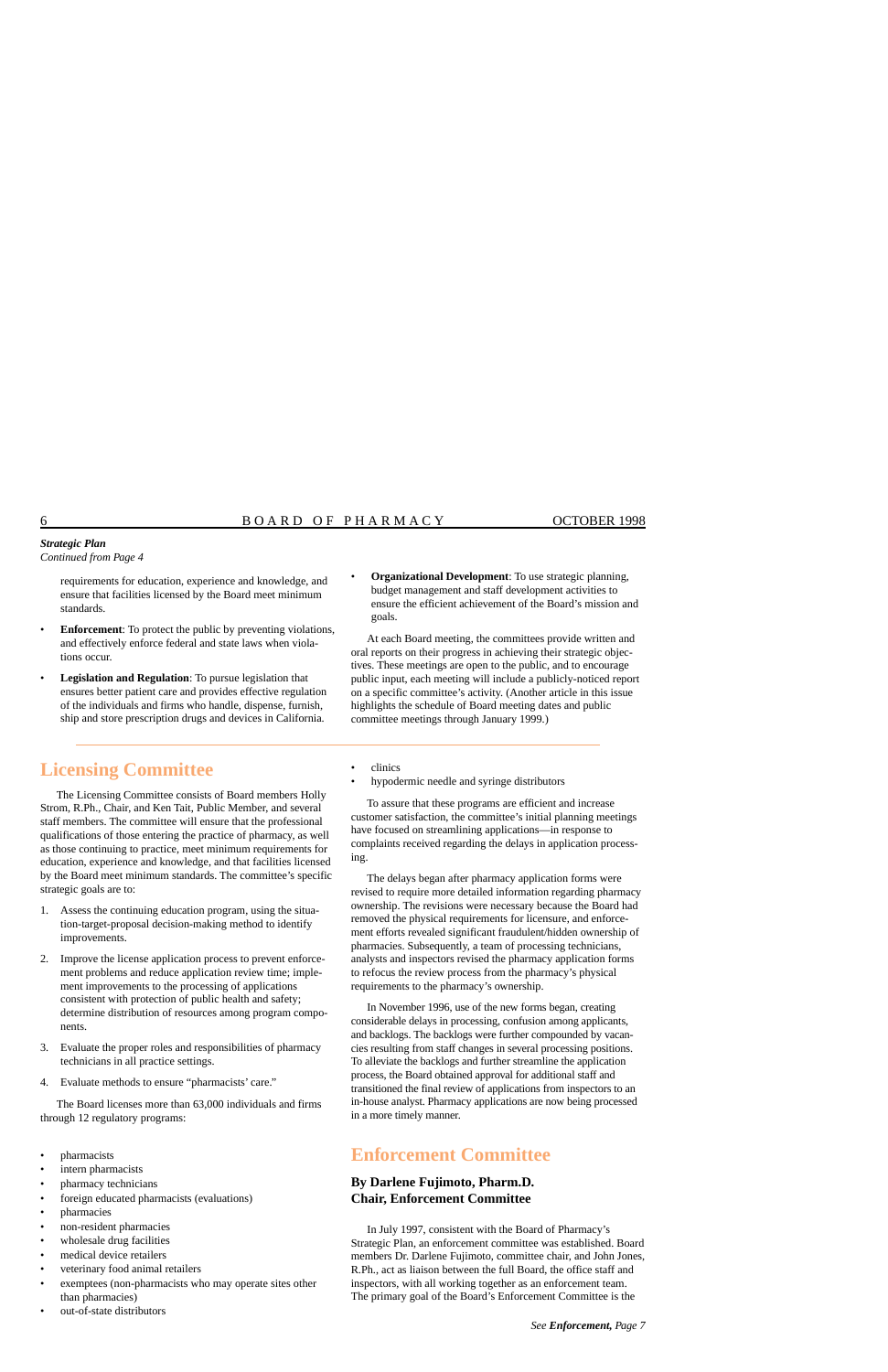***Strategic Plan***
*Continued from Page 4*

requirements for education, experience and knowledge, and ensure that facilities licensed by the Board meet minimum standards.

- **Enforcement**: To protect the public by preventing violations, and effectively enforce federal and state laws when violations occur.
- **Legislation and Regulation**: To pursue legislation that ensures better patient care and provides effective regulation of the individuals and firms who handle, dispense, furnish, ship and store prescription drugs and devices in California.
- **Organizational Development**: To use strategic planning, budget management and staff development activities to ensure the efficient achievement of the Board's mission and goals.

At each Board meeting, the committees provide written and oral reports on their progress in achieving their strategic objectives. These meetings are open to the public, and to encourage public input, each meeting will include a publicly-noticed report on a specific committee's activity. (Another article in this issue highlights the schedule of Board meeting dates and public committee meetings through January 1999.)

## Licensing Committee

The Licensing Committee consists of Board members Holly Strom, R.Ph., Chair, and Ken Tait, Public Member, and several staff members. The committee will ensure that the professional qualifications of those entering the practice of pharmacy, as well as those continuing to practice, meet minimum requirements for education, experience and knowledge, and that facilities licensed by the Board meet minimum standards. The committee's specific strategic goals are to:

1. Assess the continuing education program, using the situation-target-proposal decision-making method to identify improvements.
2. Improve the license application process to prevent enforcement problems and reduce application review time; implement improvements to the processing of applications consistent with protection of public health and safety; determine distribution of resources among program components.
3. Evaluate the proper roles and responsibilities of pharmacy technicians in all practice settings.
4. Evaluate methods to ensure "pharmacists' care."

The Board licenses more than 63,000 individuals and firms through 12 regulatory programs:

- pharmacists
- intern pharmacists
- pharmacy technicians
- foreign educated pharmacists (evaluations)
- pharmacies
- non-resident pharmacies
- wholesale drug facilities
- medical device retailers
- veterinary food animal retailers
- exemptees (non-pharmacists who may operate sites other than pharmacies)
- out-of-state distributors
- clinics
- hypodermic needle and syringe distributors

To assure that these programs are efficient and increase customer satisfaction, the committee's initial planning meetings have focused on streamlining applications—in response to complaints received regarding the delays in application processing.

The delays began after pharmacy application forms were revised to require more detailed information regarding pharmacy ownership. The revisions were necessary because the Board had removed the physical requirements for licensure, and enforcement efforts revealed significant fraudulent/hidden ownership of pharmacies. Subsequently, a team of processing technicians, analysts and inspectors revised the pharmacy application forms to refocus the review process from the pharmacy's physical requirements to the pharmacy's ownership.

In November 1996, use of the new forms began, creating considerable delays in processing, confusion among applicants, and backlogs. The backlogs were further compounded by vacancies resulting from staff changes in several processing positions. To alleviate the backlogs and further streamline the application process, the Board obtained approval for additional staff and transitioned the final review of applications from inspectors to an in-house analyst. Pharmacy applications are now being processed in a more timely manner.

## Enforcement Committee

### By Darlene Fujimoto, Pharm.D.
### Chair, Enforcement Committee

In July 1997, consistent with the Board of Pharmacy's Strategic Plan, an enforcement committee was established. Board members Dr. Darlene Fujimoto, committee chair, and John Jones, R.Ph., act as liaison between the full Board, the office staff and inspectors, with all working together as an enforcement team. The primary goal of the Board's Enforcement Committee is the

*See **Enforcement,** Page 7*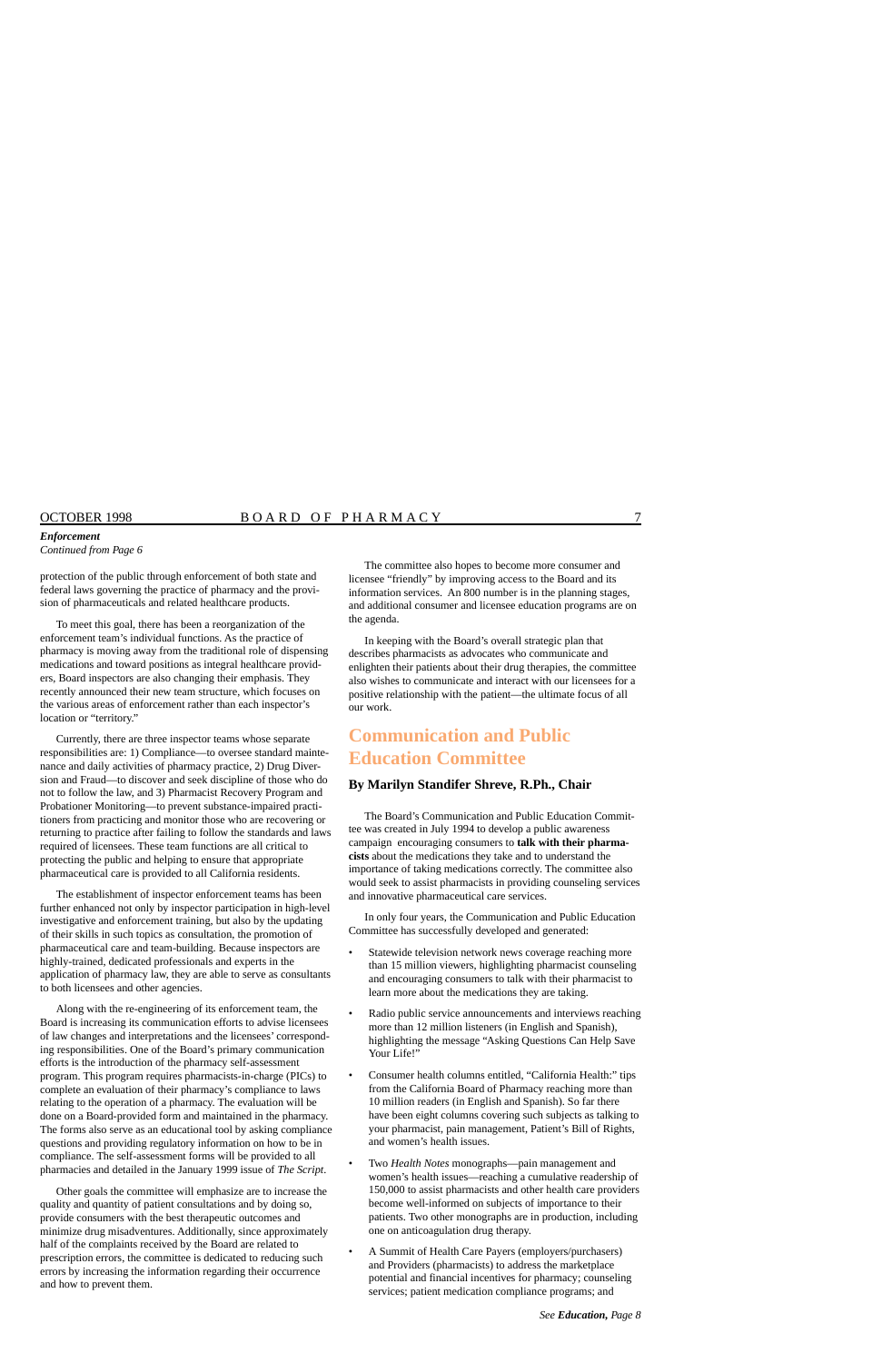*Enforcement*
*Continued from Page 6*

protection of the public through enforcement of both state and federal laws governing the practice of pharmacy and the provision of pharmaceuticals and related healthcare products.

To meet this goal, there has been a reorganization of the enforcement team's individual functions. As the practice of pharmacy is moving away from the traditional role of dispensing medications and toward positions as integral healthcare providers, Board inspectors are also changing their emphasis. They recently announced their new team structure, which focuses on the various areas of enforcement rather than each inspector's location or "territory."

Currently, there are three inspector teams whose separate responsibilities are: 1) Compliance—to oversee standard maintenance and daily activities of pharmacy practice, 2) Drug Diversion and Fraud—to discover and seek discipline of those who do not to follow the law, and 3) Pharmacist Recovery Program and Probationer Monitoring—to prevent substance-impaired practitioners from practicing and monitor those who are recovering or returning to practice after failing to follow the standards and laws required of licensees. These team functions are all critical to protecting the public and helping to ensure that appropriate pharmaceutical care is provided to all California residents.

The establishment of inspector enforcement teams has been further enhanced not only by inspector participation in high-level investigative and enforcement training, but also by the updating of their skills in such topics as consultation, the promotion of pharmaceutical care and team-building. Because inspectors are highly-trained, dedicated professionals and experts in the application of pharmacy law, they are able to serve as consultants to both licensees and other agencies.

Along with the re-engineering of its enforcement team, the Board is increasing its communication efforts to advise licensees of law changes and interpretations and the licensees' corresponding responsibilities. One of the Board's primary communication efforts is the introduction of the pharmacy self-assessment program. This program requires pharmacists-in-charge (PICs) to complete an evaluation of their pharmacy's compliance to laws relating to the operation of a pharmacy. The evaluation will be done on a Board-provided form and maintained in the pharmacy. The forms also serve as an educational tool by asking compliance questions and providing regulatory information on how to be in compliance. The self-assessment forms will be provided to all pharmacies and detailed in the January 1999 issue of *The Script*.

Other goals the committee will emphasize are to increase the quality and quantity of patient consultations and by doing so, provide consumers with the best therapeutic outcomes and minimize drug misadventures. Additionally, since approximately half of the complaints received by the Board are related to prescription errors, the committee is dedicated to reducing such errors by increasing the information regarding their occurrence and how to prevent them.

The committee also hopes to become more consumer and licensee "friendly" by improving access to the Board and its information services. An 800 number is in the planning stages, and additional consumer and licensee education programs are on the agenda.

In keeping with the Board's overall strategic plan that describes pharmacists as advocates who communicate and enlighten their patients about their drug therapies, the committee also wishes to communicate and interact with our licensees for a positive relationship with the patient—the ultimate focus of all our work.

## Communication and Public Education Committee

### By Marilyn Standifer Shreve, R.Ph., Chair

The Board's Communication and Public Education Committee was created in July 1994 to develop a public awareness campaign encouraging consumers to **talk with their pharmacists** about the medications they take and to understand the importance of taking medications correctly. The committee also would seek to assist pharmacists in providing counseling services and innovative pharmaceutical care services.

In only four years, the Communication and Public Education Committee has successfully developed and generated:

- Statewide television network news coverage reaching more than 15 million viewers, highlighting pharmacist counseling and encouraging consumers to talk with their pharmacist to learn more about the medications they are taking.
- Radio public service announcements and interviews reaching more than 12 million listeners (in English and Spanish), highlighting the message "Asking Questions Can Help Save Your Life!"
- Consumer health columns entitled, "California Health:" tips from the California Board of Pharmacy reaching more than 10 million readers (in English and Spanish). So far there have been eight columns covering such subjects as talking to your pharmacist, pain management, Patient's Bill of Rights, and women's health issues.
- Two *Health Notes* monographs—pain management and women's health issues—reaching a cumulative readership of 150,000 to assist pharmacists and other health care providers become well-informed on subjects of importance to their patients. Two other monographs are in production, including one on anticoagulation drug therapy.
- A Summit of Health Care Payers (employers/purchasers) and Providers (pharmacists) to address the marketplace potential and financial incentives for pharmacy; counseling services; patient medication compliance programs; and

*See **Education,** Page 8*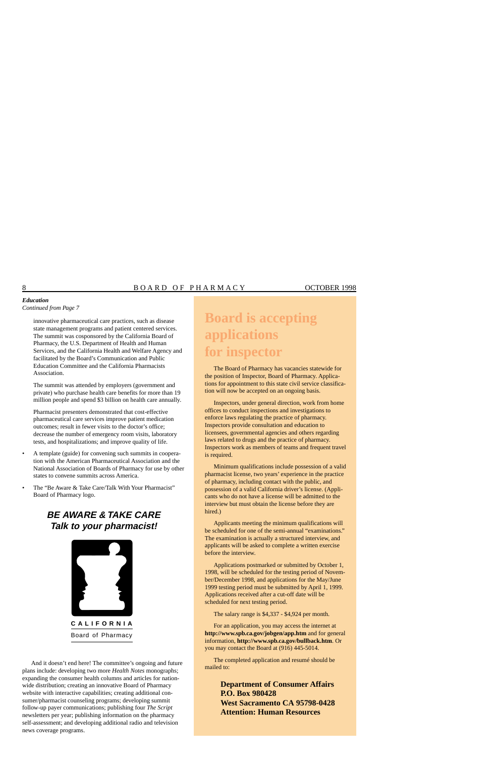***Education***

*Continued from Page 7*

innovative pharmaceutical care practices, such as disease state management programs and patient centered services. The summit was cosponsored by the California Board of Pharmacy, the U.S. Department of Health and Human Services, and the California Health and Welfare Agency and facilitated by the Board's Communication and Public Education Committee and the California Pharmacists Association.

The summit was attended by employers (government and private) who purchase health care benefits for more than 19 million people and spend $3 billion on health care annually.

Pharmacist presenters demonstrated that cost-effective pharmaceutical care services improve patient medication outcomes; result in fewer visits to the doctor's office; decrease the number of emergency room visits, laboratory tests, and hospitalizations; and improve quality of life.

- A template (guide) for convening such summits in cooperation with the American Pharmaceutical Association and the National Association of Boards of Pharmacy for use by other states to convene summits across America.
- The "Be Aware & Take Care/Talk With Your Pharmacist" Board of Pharmacy logo.

***BE AWARE & TAKE CARE***
***Talk to your pharmacist!***

CALIFORNIA

Board of Pharmacy

And it doesn't end here! The committee's ongoing and future plans include: developing two more *Health Notes* monographs; expanding the consumer health columns and articles for nationwide distribution; creating an innovative Board of Pharmacy website with interactive capabilities; creating additional consumer/pharmacist counseling programs; developing summit follow-up payer communications; publishing four *The Script* newsletters per year; publishing information on the pharmacy self-assessment; and developing additional radio and television news coverage programs.

# Board is accepting applications for inspector

The Board of Pharmacy has vacancies statewide for the position of Inspector, Board of Pharmacy. Applications for appointment to this state civil service classification will now be accepted on an ongoing basis.

Inspectors, under general direction, work from home offices to conduct inspections and investigations to enforce laws regulating the practice of pharmacy. Inspectors provide consultation and education to licensees, governmental agencies and others regarding laws related to drugs and the practice of pharmacy. Inspectors work as members of teams and frequent travel is required.

Minimum qualifications include possession of a valid pharmacist license, two years' experience in the practice of pharmacy, including contact with the public, and possession of a valid California driver's license. (Applicants who do not have a license will be admitted to the interview but must obtain the license before they are hired.)

Applicants meeting the minimum qualifications will be scheduled for one of the semi-annual "examinations." The examination is actually a structured interview, and applicants will be asked to complete a written exercise before the interview.

Applications postmarked or submitted by October 1, 1998, will be scheduled for the testing period of November/December 1998, and applications for the May/June 1999 testing period must be submitted by April 1, 1999. Applications received after a cut-off date will be scheduled for next testing period.

The salary range is $4,337 - $4,924 per month.

For an application, you may access the internet at **http://www.spb.ca.gov/jobgen/app.htm** and for general information, **http://www.spb.ca.gov/bullback.htm**. Or you may contact the Board at (916) 445-5014.

The completed application and resumé should be mailed to:

**Department of Consumer Affairs**
**P.O. Box 980428**
**West Sacramento CA 95798-0428**
**Attention: Human Resources**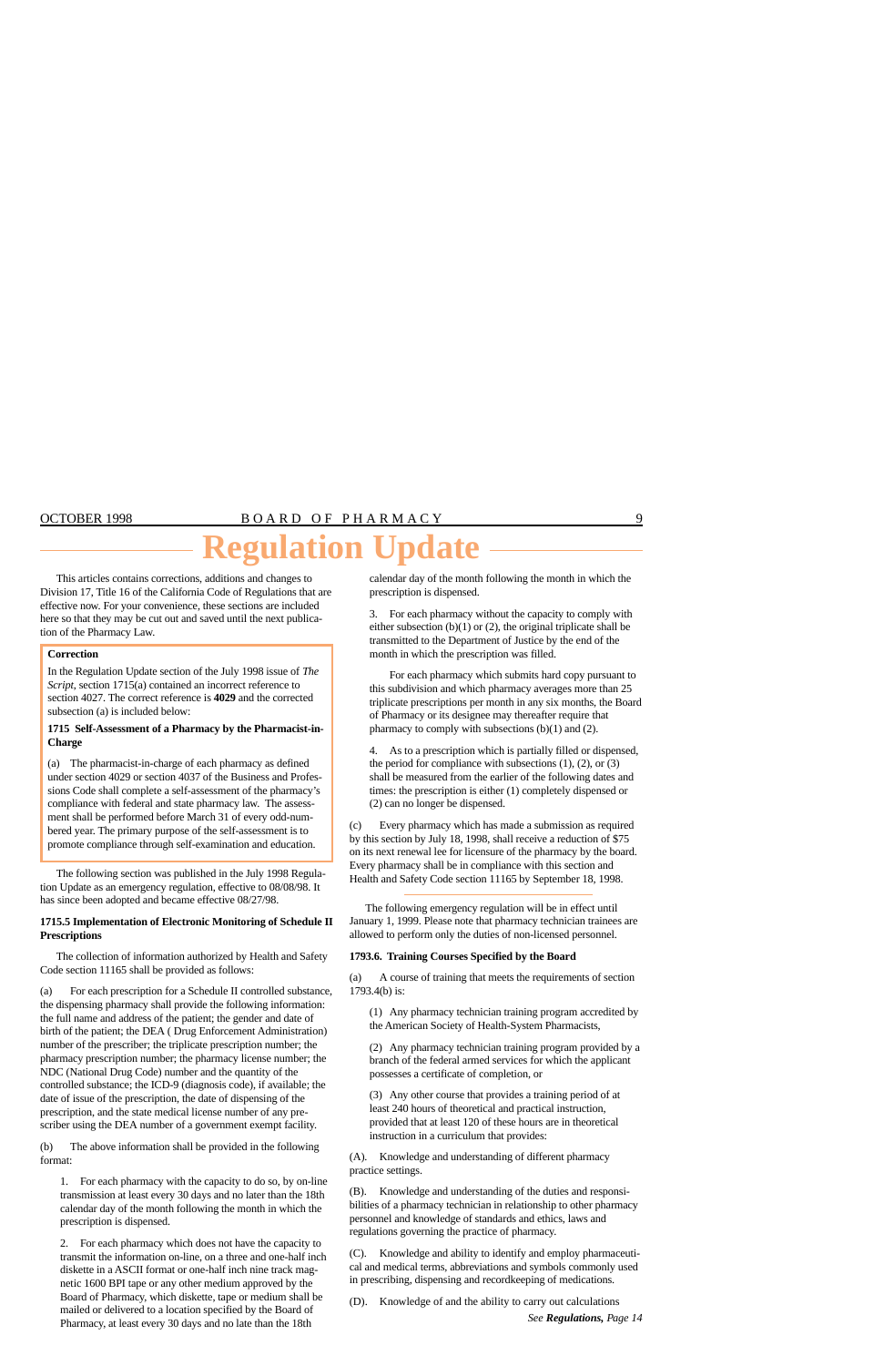# Regulation Update

This articles contains corrections, additions and changes to Division 17, Title 16 of the California Code of Regulations that are effective now. For your convenience, these sections are included here so that they may be cut out and saved until the next publication of the Pharmacy Law.

**Correction**

In the Regulation Update section of the July 1998 issue of *The Script*, section 1715(a) contained an incorrect reference to section 4027. The correct reference is **4029** and the corrected subsection (a) is included below:

**1715 Self-Assessment of a Pharmacy by the Pharmacist-in-Charge**

(a) The pharmacist-in-charge of each pharmacy as defined under section 4029 or section 4037 of the Business and Professions Code shall complete a self-assessment of the pharmacy's compliance with federal and state pharmacy law. The assessment shall be performed before March 31 of every odd-numbered year. The primary purpose of the self-assessment is to promote compliance through self-examination and education.

The following section was published in the July 1998 Regulation Update as an emergency regulation, effective to 08/08/98. It has since been adopted and became effective 08/27/98.

**1715.5 Implementation of Electronic Monitoring of Schedule II Prescriptions**

The collection of information authorized by Health and Safety Code section 11165 shall be provided as follows:

(a) For each prescription for a Schedule II controlled substance, the dispensing pharmacy shall provide the following information: the full name and address of the patient; the gender and date of birth of the patient; the DEA ( Drug Enforcement Administration) number of the prescriber; the triplicate prescription number; the pharmacy prescription number; the pharmacy license number; the NDC (National Drug Code) number and the quantity of the controlled substance; the ICD-9 (diagnosis code), if available; the date of issue of the prescription, the date of dispensing of the prescription, and the state medical license number of any prescriber using the DEA number of a government exempt facility.

(b) The above information shall be provided in the following format:

1. For each pharmacy with the capacity to do so, by on-line transmission at least every 30 days and no later than the 18th calendar day of the month following the month in which the prescription is dispensed.

2. For each pharmacy which does not have the capacity to transmit the information on-line, on a three and one-half inch diskette in a ASCII format or one-half inch nine track magnetic 1600 BPI tape or any other medium approved by the Board of Pharmacy, which diskette, tape or medium shall be mailed or delivered to a location specified by the Board of Pharmacy, at least every 30 days and no late than the 18th calendar day of the month following the month in which the prescription is dispensed.

3. For each pharmacy without the capacity to comply with either subsection (b)(1) or (2), the original triplicate shall be transmitted to the Department of Justice by the end of the month in which the prescription was filled.

For each pharmacy which submits hard copy pursuant to this subdivision and which pharmacy averages more than 25 triplicate prescriptions per month in any six months, the Board of Pharmacy or its designee may thereafter require that pharmacy to comply with subsections (b)(1) and (2).

4. As to a prescription which is partially filled or dispensed, the period for compliance with subsections (1), (2), or (3) shall be measured from the earlier of the following dates and times: the prescription is either (1) completely dispensed or (2) can no longer be dispensed.

(c) Every pharmacy which has made a submission as required by this section by July 18, 1998, shall receive a reduction of $75 on its next renewal lee for licensure of the pharmacy by the board. Every pharmacy shall be in compliance with this section and Health and Safety Code section 11165 by September 18, 1998.

---

The following emergency regulation will be in effect until January 1, 1999. Please note that pharmacy technician trainees are allowed to perform only the duties of non-licensed personnel.

**1793.6. Training Courses Specified by the Board**

(a) A course of training that meets the requirements of section 1793.4(b) is:

(1) Any pharmacy technician training program accredited by the American Society of Health-System Pharmacists,

(2) Any pharmacy technician training program provided by a branch of the federal armed services for which the applicant possesses a certificate of completion, or

(3) Any other course that provides a training period of at least 240 hours of theoretical and practical instruction, provided that at least 120 of these hours are in theoretical instruction in a curriculum that provides:

(A). Knowledge and understanding of different pharmacy practice settings.

(B). Knowledge and understanding of the duties and responsibilities of a pharmacy technician in relationship to other pharmacy personnel and knowledge of standards and ethics, laws and regulations governing the practice of pharmacy.

(C). Knowledge and ability to identify and employ pharmaceutical and medical terms, abbreviations and symbols commonly used in prescribing, dispensing and recordkeeping of medications.

(D). Knowledge of and the ability to carry out calculations

*See **Regulations,** Page 14*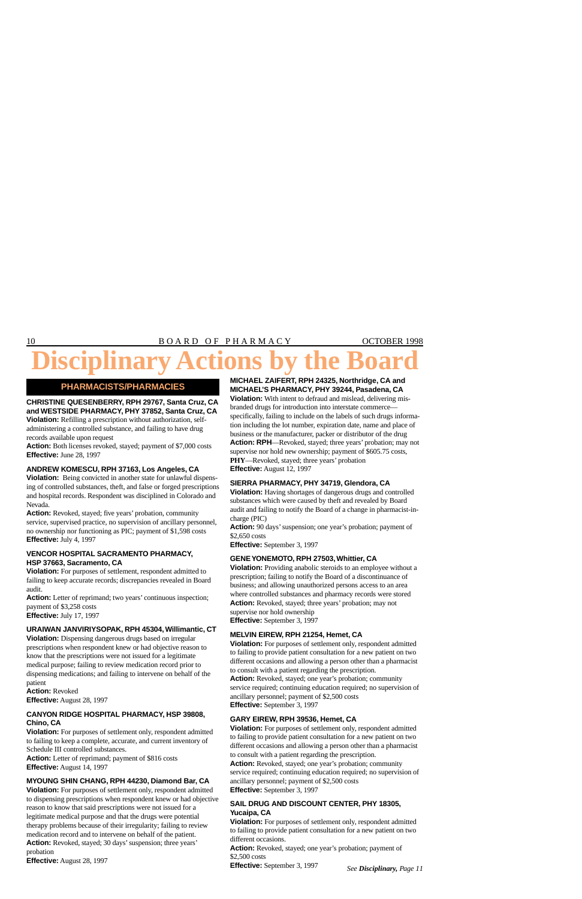# Disciplinary Actions by the Board

## PHARMACISTS/PHARMACIES

**CHRISTINE QUESENBERRY, RPH 29767, Santa Cruz, CA and WESTSIDE PHARMACY, PHY 37852, Santa Cruz, CA**
**Violation:** Refilling a prescription without authorization, self-administering a controlled substance, and failing to have drug records available upon request
**Action:** Both licenses revoked, stayed; payment of $7,000 costs
**Effective:** June 28, 1997

**ANDREW KOMESCU, RPH 37163, Los Angeles, CA**
**Violation:** Being convicted in another state for unlawful dispensing of controlled substances, theft, and false or forged prescriptions and hospital records. Respondent was disciplined in Colorado and Nevada.
**Action:** Revoked, stayed; five years' probation, community service, supervised practice, no supervision of ancillary personnel, no ownership nor functioning as PIC; payment of $1,598 costs
**Effective:** July 4, 1997

**VENCOR HOSPITAL SACRAMENTO PHARMACY, HSP 37663, Sacramento, CA**
**Violation:** For purposes of settlement, respondent admitted to failing to keep accurate records; discrepancies revealed in Board audit.
**Action:** Letter of reprimand; two years' continuous inspection; payment of $3,258 costs
**Effective:** July 17, 1997

**URAIWAN JANVIRIYSOPAK, RPH 45304, Willimantic, CT**
**Violation:** Dispensing dangerous drugs based on irregular prescriptions when respondent knew or had objective reason to know that the prescriptions were not issued for a legitimate medical purpose; failing to review medication record prior to dispensing medications; and failing to intervene on behalf of the patient
**Action:** Revoked
**Effective:** August 28, 1997

**CANYON RIDGE HOSPITAL PHARMACY, HSP 39808, Chino, CA**
**Violation:** For purposes of settlement only, respondent admitted to failing to keep a complete, accurate, and current inventory of Schedule III controlled substances.
**Action:** Letter of reprimand; payment of $816 costs
**Effective:** August 14, 1997

**MYOUNG SHIN CHANG, RPH 44230, Diamond Bar, CA**
**Violation:** For purposes of settlement only, respondent admitted to dispensing prescriptions when respondent knew or had objective reason to know that said prescriptions were not issued for a legitimate medical purpose and that the drugs were potential therapy problems because of their irregularity; failing to review medication record and to intervene on behalf of the patient.
**Action:** Revoked, stayed; 30 days' suspension; three years' probation
**Effective:** August 28, 1997

**MICHAEL ZAIFERT, RPH 24325, Northridge, CA and MICHAEL'S PHARMACY, PHY 39244, Pasadena, CA**
**Violation:** With intent to defraud and mislead, delivering misbranded drugs for introduction into interstate commerce—specifically, failing to include on the labels of such drugs information including the lot number, expiration date, name and place of business or the manufacturer, packer or distributor of the drug
**Action: RPH**—Revoked, stayed; three years' probation; may not supervise nor hold new ownership; payment of $605.75 costs, **PHY**—Revoked, stayed; three years' probation
**Effective:** August 12, 1997

**SIERRA PHARMACY, PHY 34719, Glendora, CA**
**Violation:** Having shortages of dangerous drugs and controlled substances which were caused by theft and revealed by Board audit and failing to notify the Board of a change in pharmacist-in-charge (PIC)
**Action:** 90 days' suspension; one year's probation; payment of $2,650 costs
**Effective:** September 3, 1997

**GENE YONEMOTO, RPH 27503, Whittier, CA**
**Violation:** Providing anabolic steroids to an employee without a prescription; failing to notify the Board of a discontinuance of business; and allowing unauthorized persons access to an area where controlled substances and pharmacy records were stored
**Action:** Revoked, stayed; three years' probation; may not supervise nor hold ownership
**Effective:** September 3, 1997

**MELVIN EIREW, RPH 21254, Hemet, CA**
**Violation:** For purposes of settlement only, respondent admitted to failing to provide patient consultation for a new patient on two different occasions and allowing a person other than a pharmacist to consult with a patient regarding the prescription.
**Action:** Revoked, stayed; one year's probation; community service required; continuing education required; no supervision of ancillary personnel; payment of $2,500 costs
**Effective:** September 3, 1997

**GARY EIREW, RPH 39536, Hemet, CA**
**Violation:** For purposes of settlement only, respondent admitted to failing to provide patient consultation for a new patient on two different occasions and allowing a person other than a pharmacist to consult with a patient regarding the prescription.
**Action:** Revoked, stayed; one year's probation; community service required; continuing education required; no supervision of ancillary personnel; payment of $2,500 costs
**Effective:** September 3, 1997

**SAIL DRUG AND DISCOUNT CENTER, PHY 18305, Yucaipa, CA**
**Violation:** For purposes of settlement only, respondent admitted to failing to provide patient consultation for a new patient on two different occasions.
**Action:** Revoked, stayed; one year's probation; payment of $2,500 costs
**Effective:** September 3, 1997

*See **Disciplinary,** Page 11*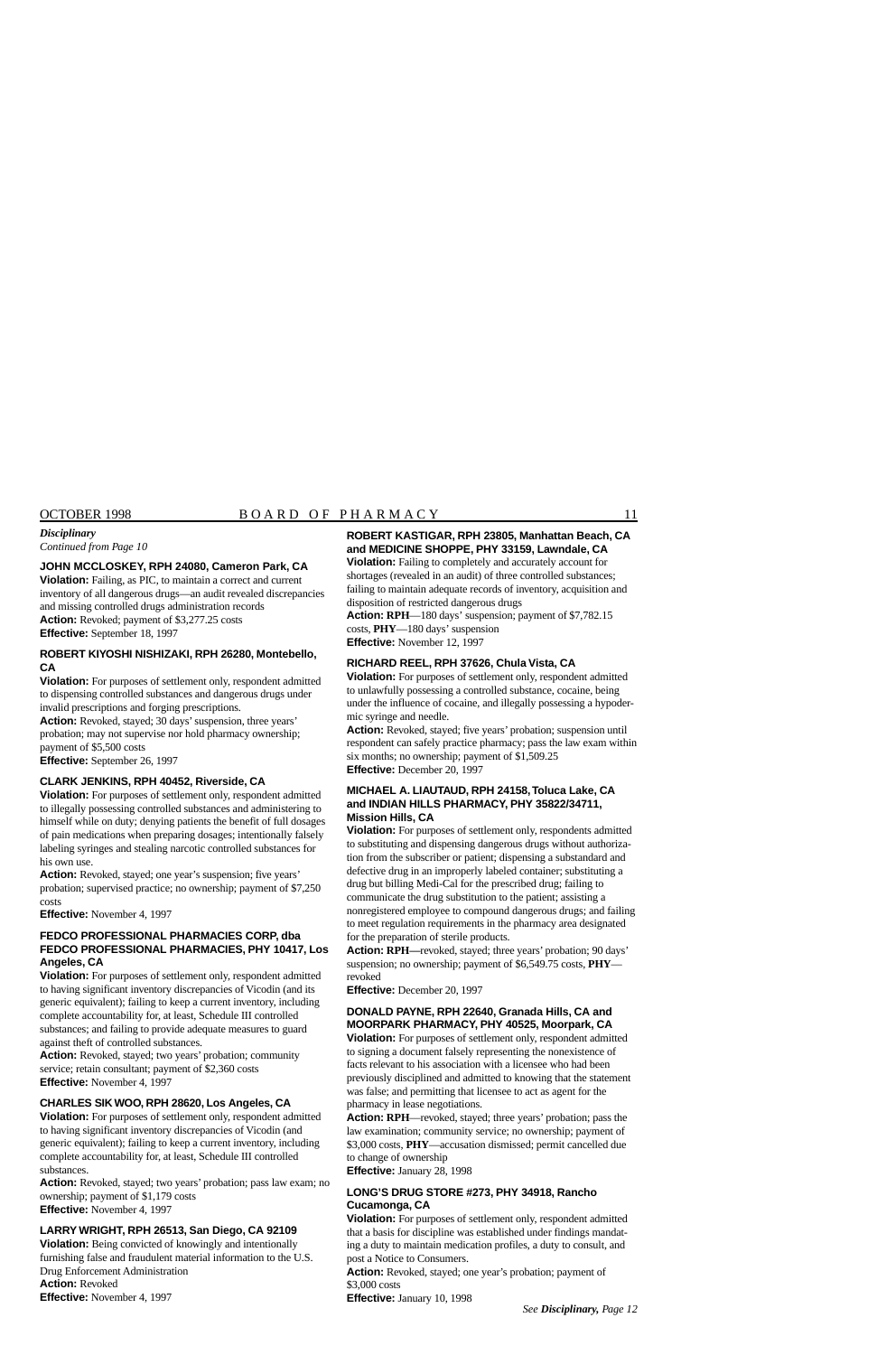***Disciplinary***

*Continued from Page 10*

**JOHN MCCLOSKEY, RPH 24080, Cameron Park, CA**
**Violation:** Failing, as PIC, to maintain a correct and current inventory of all dangerous drugs—an audit revealed discrepancies and missing controlled drugs administration records
**Action:** Revoked; payment of $3,277.25 costs
**Effective:** September 18, 1997

**ROBERT KIYOSHI NISHIZAKI, RPH 26280, Montebello, CA**
**Violation:** For purposes of settlement only, respondent admitted to dispensing controlled substances and dangerous drugs under invalid prescriptions and forging prescriptions.
**Action:** Revoked, stayed; 30 days' suspension, three years' probation; may not supervise nor hold pharmacy ownership; payment of $5,500 costs
**Effective:** September 26, 1997

**CLARK JENKINS, RPH 40452, Riverside, CA**
**Violation:** For purposes of settlement only, respondent admitted to illegally possessing controlled substances and administering to himself while on duty; denying patients the benefit of full dosages of pain medications when preparing dosages; intentionally falsely labeling syringes and stealing narcotic controlled substances for his own use.
**Action:** Revoked, stayed; one year's suspension; five years' probation; supervised practice; no ownership; payment of $7,250 costs
**Effective:** November 4, 1997

**FEDCO PROFESSIONAL PHARMACIES CORP, dba FEDCO PROFESSIONAL PHARMACIES, PHY 10417, Los Angeles, CA**
**Violation:** For purposes of settlement only, respondent admitted to having significant inventory discrepancies of Vicodin (and its generic equivalent); failing to keep a current inventory, including complete accountability for, at least, Schedule III controlled substances; and failing to provide adequate measures to guard against theft of controlled substances.
**Action:** Revoked, stayed; two years' probation; community service; retain consultant; payment of $2,360 costs
**Effective:** November 4, 1997

**CHARLES SIK WOO, RPH 28620, Los Angeles, CA**
**Violation:** For purposes of settlement only, respondent admitted to having significant inventory discrepancies of Vicodin (and generic equivalent); failing to keep a current inventory, including complete accountability for, at least, Schedule III controlled substances.
**Action:** Revoked, stayed; two years' probation; pass law exam; no ownership; payment of $1,179 costs
**Effective:** November 4, 1997

**LARRY WRIGHT, RPH 26513, San Diego, CA 92109**
**Violation:** Being convicted of knowingly and intentionally furnishing false and fraudulent material information to the U.S. Drug Enforcement Administration
**Action:** Revoked
**Effective:** November 4, 1997

**ROBERT KASTIGAR, RPH 23805, Manhattan Beach, CA and MEDICINE SHOPPE, PHY 33159, Lawndale, CA**
**Violation:** Failing to completely and accurately account for shortages (revealed in an audit) of three controlled substances; failing to maintain adequate records of inventory, acquisition and disposition of restricted dangerous drugs
**Action: RPH**—180 days' suspension; payment of $7,782.15 costs, **PHY**—180 days' suspension
**Effective:** November 12, 1997

**RICHARD REEL, RPH 37626, Chula Vista, CA**
**Violation:** For purposes of settlement only, respondent admitted to unlawfully possessing a controlled substance, cocaine, being under the influence of cocaine, and illegally possessing a hypodermic syringe and needle.
**Action:** Revoked, stayed; five years' probation; suspension until respondent can safely practice pharmacy; pass the law exam within six months; no ownership; payment of $1,509.25
**Effective:** December 20, 1997

**MICHAEL A. LIAUTAUD, RPH 24158, Toluca Lake, CA and INDIAN HILLS PHARMACY, PHY 35822/34711, Mission Hills, CA**
**Violation:** For purposes of settlement only, respondents admitted to substituting and dispensing dangerous drugs without authorization from the subscriber or patient; dispensing a substandard and defective drug in an improperly labeled container; substituting a drug but billing Medi-Cal for the prescribed drug; failing to communicate the drug substitution to the patient; assisting a nonregistered employee to compound dangerous drugs; and failing to meet regulation requirements in the pharmacy area designated for the preparation of sterile products.
**Action: RPH—**revoked, stayed; three years' probation; 90 days' suspension; no ownership; payment of $6,549.75 costs, **PHY**—revoked
**Effective:** December 20, 1997

**DONALD PAYNE, RPH 22640, Granada Hills, CA and MOORPARK PHARMACY, PHY 40525, Moorpark, CA**
**Violation:** For purposes of settlement only, respondent admitted to signing a document falsely representing the nonexistence of facts relevant to his association with a licensee who had been previously disciplined and admitted to knowing that the statement was false; and permitting that licensee to act as agent for the pharmacy in lease negotiations.
**Action: RPH**—revoked, stayed; three years' probation; pass the law examination; community service; no ownership; payment of $3,000 costs, **PHY**—accusation dismissed; permit cancelled due to change of ownership
**Effective:** January 28, 1998

**LONG'S DRUG STORE #273, PHY 34918, Rancho Cucamonga, CA**
**Violation:** For purposes of settlement only, respondent admitted that a basis for discipline was established under findings mandating a duty to maintain medication profiles, a duty to consult, and post a Notice to Consumers.
**Action:** Revoked, stayed; one year's probation; payment of $3,000 costs
**Effective:** January 10, 1998

*See **Disciplinary,** Page 12*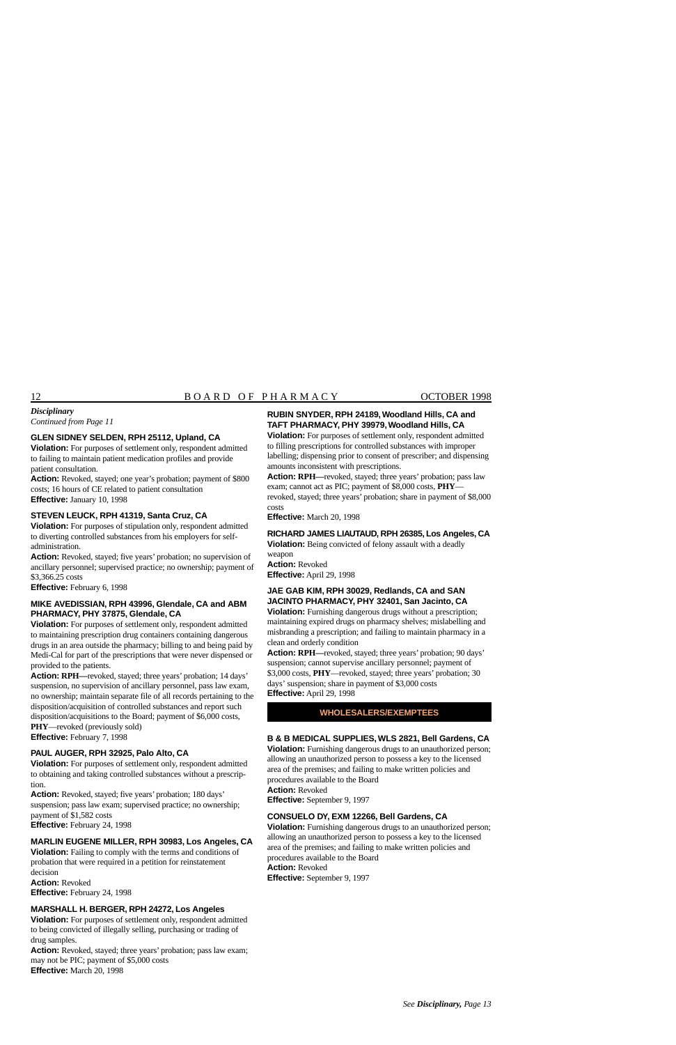***Disciplinary***

*Continued from Page 11*

### GLEN SIDNEY SELDEN, RPH 25112, Upland, CA

**Violation:** For purposes of settlement only, respondent admitted to failing to maintain patient medication profiles and provide patient consultation.

**Action:** Revoked, stayed; one year's probation; payment of $800 costs; 16 hours of CE related to patient consultation

**Effective:** January 10, 1998

### STEVEN LEUCK, RPH 41319, Santa Cruz, CA

**Violation:** For purposes of stipulation only, respondent admitted to diverting controlled substances from his employers for self-administration.

**Action:** Revoked, stayed; five years' probation; no supervision of ancillary personnel; supervised practice; no ownership; payment of $3,366.25 costs

**Effective:** February 6, 1998

### MIKE AVEDISSIAN, RPH 43996, Glendale, CA and ABM PHARMACY, PHY 37875, Glendale, CA

**Violation:** For purposes of settlement only, respondent admitted to maintaining prescription drug containers containing dangerous drugs in an area outside the pharmacy; billing to and being paid by Medi-Cal for part of the prescriptions that were never dispensed or provided to the patients.

**Action: RPH—**revoked, stayed; three years' probation; 14 days' suspension, no supervision of ancillary personnel, pass law exam, no ownership; maintain separate file of all records pertaining to the disposition/acquisition of controlled substances and report such disposition/acquisitions to the Board; payment of $6,000 costs, **PHY**—revoked (previously sold)

**Effective:** February 7, 1998

### PAUL AUGER, RPH 32925, Palo Alto, CA

**Violation:** For purposes of settlement only, respondent admitted to obtaining and taking controlled substances without a prescription.

**Action:** Revoked, stayed; five years' probation; 180 days' suspension; pass law exam; supervised practice; no ownership; payment of $1,582 costs

**Effective:** February 24, 1998

### MARLIN EUGENE MILLER, RPH 30983, Los Angeles, CA

**Violation:** Failing to comply with the terms and conditions of probation that were required in a petition for reinstatement decision

**Action:** Revoked

**Effective:** February 24, 1998

### MARSHALL H. BERGER, RPH 24272, Los Angeles

**Violation:** For purposes of settlement only, respondent admitted to being convicted of illegally selling, purchasing or trading of drug samples.

**Action:** Revoked, stayed; three years' probation; pass law exam; may not be PIC; payment of $5,000 costs

**Effective:** March 20, 1998

### RUBIN SNYDER, RPH 24189, Woodland Hills, CA and TAFT PHARMACY, PHY 39979, Woodland Hills, CA

**Violation:** For purposes of settlement only, respondent admitted to filling prescriptions for controlled substances with improper labelling; dispensing prior to consent of prescriber; and dispensing amounts inconsistent with prescriptions.

**Action: RPH—**revoked, stayed; three years' probation; pass law exam; cannot act as PIC; payment of $8,000 costs, **PHY**—revoked, stayed; three years' probation; share in payment of $8,000 costs

**Effective:** March 20, 1998

### RICHARD JAMES LIAUTAUD, RPH 26385, Los Angeles, CA

**Violation:** Being convicted of felony assault with a deadly weapon

**Action:** Revoked

**Effective:** April 29, 1998

### JAE GAB KIM, RPH 30029, Redlands, CA and SAN JACINTO PHARMACY, PHY 32401, San Jacinto, CA

**Violation:** Furnishing dangerous drugs without a prescription; maintaining expired drugs on pharmacy shelves; mislabelling and misbranding a prescription; and failing to maintain pharmacy in a clean and orderly condition

**Action: RPH—**revoked, stayed; three years' probation; 90 days' suspension; cannot supervise ancillary personnel; payment of $3,000 costs, **PHY**—revoked, stayed; three years' probation; 30 days' suspension; share in payment of $3,000 costs

**Effective:** April 29, 1998

## WHOLESALERS/EXEMPTEES

### B & B MEDICAL SUPPLIES, WLS 2821, Bell Gardens, CA

**Violation:** Furnishing dangerous drugs to an unauthorized person; allowing an unauthorized person to possess a key to the licensed area of the premises; and failing to make written policies and procedures available to the Board

**Action:** Revoked

**Effective:** September 9, 1997

### CONSUELO DY, EXM 12266, Bell Gardens, CA

**Violation:** Furnishing dangerous drugs to an unauthorized person; allowing an unauthorized person to possess a key to the licensed area of the premises; and failing to make written policies and procedures available to the Board

**Action:** Revoked

**Effective:** September 9, 1997

*See **Disciplinary,** Page 13*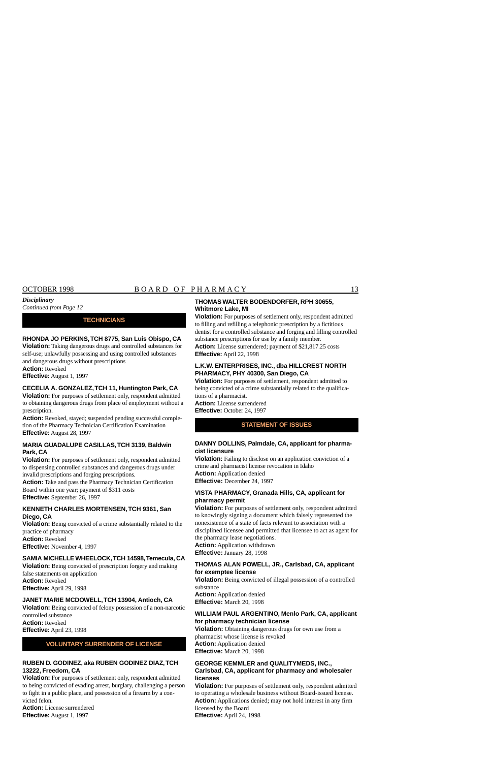***Disciplinary***

*Continued from Page 12*

## TECHNICIANS

**RHONDA JO PERKINS, TCH 8775, San Luis Obispo, CA**

**Violation:** Taking dangerous drugs and controlled substances for self-use; unlawfully possessing and using controlled substances and dangerous drugs without prescriptions

**Action:** Revoked

**Effective:** August 1, 1997

**CECELIA A. GONZALEZ, TCH 11, Huntington Park, CA**

**Violation:** For purposes of settlement only, respondent admitted to obtaining dangerous drugs from place of employment without a prescription.

**Action:** Revoked, stayed; suspended pending successful completion of the Pharmacy Technician Certification Examination

**Effective:** August 28, 1997

**MARIA GUADALUPE CASILLAS, TCH 3139, Baldwin Park, CA**

**Violation:** For purposes of settlement only, respondent admitted to dispensing controlled substances and dangerous drugs under invalid prescriptions and forging prescriptions.

**Action:** Take and pass the Pharmacy Technician Certification Board within one year; payment of $311 costs

**Effective:** September 26, 1997

**KENNETH CHARLES MORTENSEN, TCH 9361, San Diego, CA**

**Violation:** Being convicted of a crime substantially related to the practice of pharmacy

**Action:** Revoked

**Effective:** November 4, 1997

**SAMIA MICHELLE WHEELOCK, TCH 14598, Temecula, CA**

**Violation:** Being convicted of prescription forgery and making false statements on application

**Action:** Revoked

**Effective:** April 29, 1998

**JANET MARIE MCDOWELL, TCH 13904, Antioch, CA**

**Violation:** Being convicted of felony possession of a non-narcotic controlled substance

**Action:** Revoked

**Effective:** April 23, 1998

## VOLUNTARY SURRENDER OF LICENSE

**RUBEN D. GODINEZ, aka RUBEN GODINEZ DIAZ, TCH 13222, Freedom, CA**

**Violation:** For purposes of settlement only, respondent admitted to being convicted of evading arrest, burglary, challenging a person to fight in a public place, and possession of a firearm by a convicted felon.

**Action:** License surrendered

**Effective:** August 1, 1997

**THOMAS WALTER BODENDORFER, RPH 30655, Whitmore Lake, MI**

**Violation:** For purposes of settlement only, respondent admitted to filling and refilling a telephonic prescription by a fictitious dentist for a controlled substance and forging and filling controlled substance prescriptions for use by a family member.

**Action:** License surrendered; payment of $21,817.25 costs

**Effective:** April 22, 1998

**L.K.W. ENTERPRISES, INC., dba HILLCREST NORTH PHARMACY, PHY 40300, San Diego, CA**

**Violation:** For purposes of settlement, respondent admitted to being convicted of a crime substantially related to the qualifications of a pharmacist.

**Action:** License surrendered

**Effective:** October 24, 1997

## STATEMENT OF ISSUES

**DANNY DOLLINS, Palmdale, CA, applicant for pharmacist licensure**

**Violation:** Failing to disclose on an application conviction of a crime and pharmacist license revocation in Idaho

**Action:** Application denied

**Effective:** December 24, 1997

**VISTA PHARMACY, Granada Hills, CA, applicant for pharmacy permit**

**Violation:** For purposes of settlement only, respondent admitted to knowingly signing a document which falsely represented the nonexistence of a state of facts relevant to association with a disciplined licensee and permitted that licensee to act as agent for the pharmacy lease negotiations.

**Action:** Application withdrawn

**Effective:** January 28, 1998

**THOMAS ALAN POWELL, JR., Carlsbad, CA, applicant for exemptee license**

**Violation:** Being convicted of illegal possession of a controlled substance

**Action:** Application denied

**Effective:** March 20, 1998

**WILLIAM PAUL ARGENTINO, Menlo Park, CA, applicant for pharmacy technician license**

**Violation:** Obtaining dangerous drugs for own use from a pharmacist whose license is revoked

**Action:** Application denied

**Effective:** March 20, 1998

**GEORGE KEMMLER and QUALITYMEDS, INC., Carlsbad, CA, applicant for pharmacy and wholesaler licenses**

**Violation:** For purposes of settlement only, respondent admitted to operating a wholesale business without Board-issued license.

**Action:** Applications denied; may not hold interest in any firm licensed by the Board

**Effective:** April 24, 1998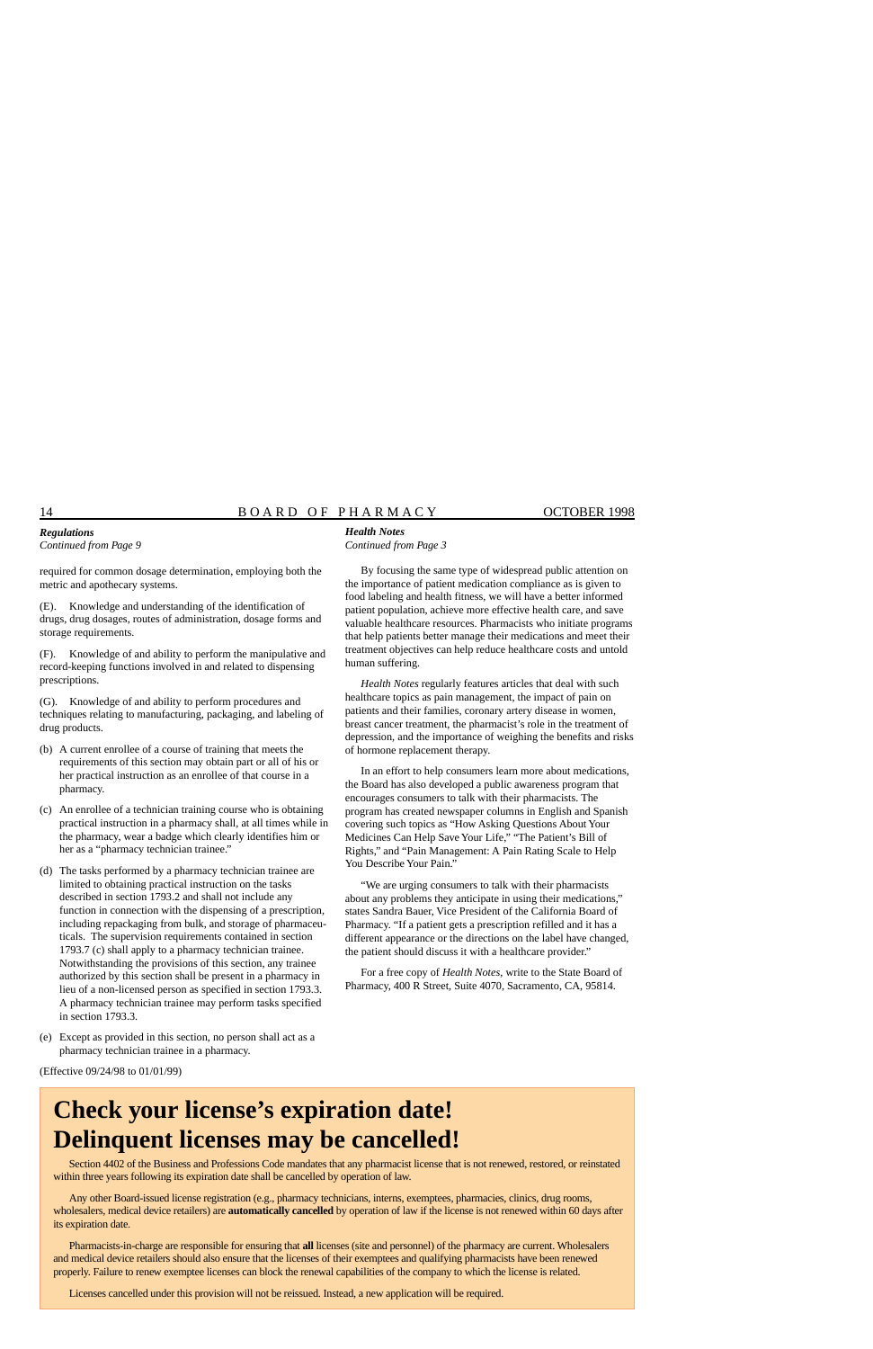***Regulations***
*Continued from Page 9*

required for common dosage determination, employing both the metric and apothecary systems.

(E). Knowledge and understanding of the identification of drugs, drug dosages, routes of administration, dosage forms and storage requirements.

(F). Knowledge of and ability to perform the manipulative and record-keeping functions involved in and related to dispensing prescriptions.

(G). Knowledge of and ability to perform procedures and techniques relating to manufacturing, packaging, and labeling of drug products.

(b) A current enrollee of a course of training that meets the requirements of this section may obtain part or all of his or her practical instruction as an enrollee of that course in a pharmacy.

(c) An enrollee of a technician training course who is obtaining practical instruction in a pharmacy shall, at all times while in the pharmacy, wear a badge which clearly identifies him or her as a "pharmacy technician trainee."

(d) The tasks performed by a pharmacy technician trainee are limited to obtaining practical instruction on the tasks described in section 1793.2 and shall not include any function in connection with the dispensing of a prescription, including repackaging from bulk, and storage of pharmaceuticals. The supervision requirements contained in section 1793.7 (c) shall apply to a pharmacy technician trainee. Notwithstanding the provisions of this section, any trainee authorized by this section shall be present in a pharmacy in lieu of a non-licensed person as specified in section 1793.3. A pharmacy technician trainee may perform tasks specified in section 1793.3.

(e) Except as provided in this section, no person shall act as a pharmacy technician trainee in a pharmacy.

(Effective 09/24/98 to 01/01/99)

***Health Notes***
*Continued from Page 3*

By focusing the same type of widespread public attention on the importance of patient medication compliance as is given to food labeling and health fitness, we will have a better informed patient population, achieve more effective health care, and save valuable healthcare resources. Pharmacists who initiate programs that help patients better manage their medications and meet their treatment objectives can help reduce healthcare costs and untold human suffering.

*Health Notes* regularly features articles that deal with such healthcare topics as pain management, the impact of pain on patients and their families, coronary artery disease in women, breast cancer treatment, the pharmacist's role in the treatment of depression, and the importance of weighing the benefits and risks of hormone replacement therapy.

In an effort to help consumers learn more about medications, the Board has also developed a public awareness program that encourages consumers to talk with their pharmacists. The program has created newspaper columns in English and Spanish covering such topics as "How Asking Questions About Your Medicines Can Help Save Your Life," "The Patient's Bill of Rights," and "Pain Management: A Pain Rating Scale to Help You Describe Your Pain."

"We are urging consumers to talk with their pharmacists about any problems they anticipate in using their medications," states Sandra Bauer, Vice President of the California Board of Pharmacy. "If a patient gets a prescription refilled and it has a different appearance or the directions on the label have changed, the patient should discuss it with a healthcare provider."

For a free copy of *Health Notes*, write to the State Board of Pharmacy, 400 R Street, Suite 4070, Sacramento, CA, 95814.

# Check your license's expiration date! Delinquent licenses may be cancelled!

Section 4402 of the Business and Professions Code mandates that any pharmacist license that is not renewed, restored, or reinstated within three years following its expiration date shall be cancelled by operation of law.

Any other Board-issued license registration (e.g., pharmacy technicians, interns, exemptees, pharmacies, clinics, drug rooms, wholesalers, medical device retailers) are **automatically cancelled** by operation of law if the license is not renewed within 60 days after its expiration date.

Pharmacists-in-charge are responsible for ensuring that **all** licenses (site and personnel) of the pharmacy are current. Wholesalers and medical device retailers should also ensure that the licenses of their exemptees and qualifying pharmacists have been renewed properly. Failure to renew exemptee licenses can block the renewal capabilities of the company to which the license is related.

Licenses cancelled under this provision will not be reissued. Instead, a new application will be required.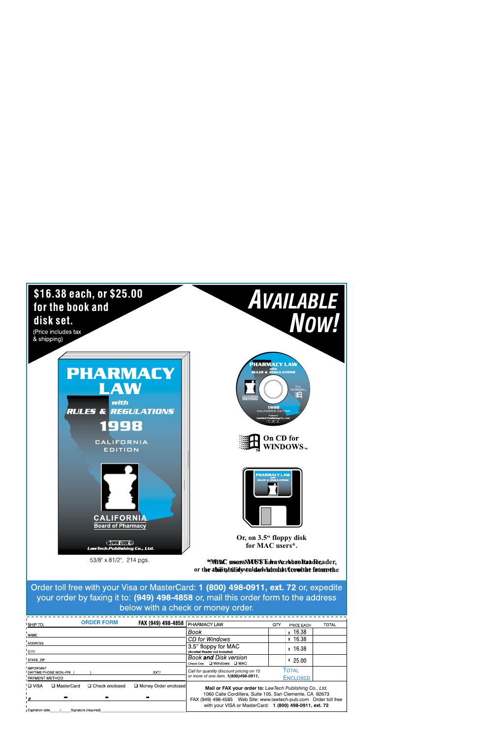**$16.38 each, or $25.00 for the book and disk set.**

(Price includes tax & shipping)

# AVAILABLE NOW!

**PHARMACY LAW with RULES & REGULATIONS 1998 CALIFORNIA EDITION**

CALIFORNIA Board of Pharmacy

QWIK-CODE

LawTech Publishing Co., Ltd.

53/8" x 81/2", 214 pgs.

On CD for WINDOWS™

Or, on 3.5" floppy disk for MAC users*.

*MAC users MUST have Acrobat Reader, or the ability to download Acrobat from the Internet.

Order toll free with your Visa or MasterCard: **1 (800) 498-0911, ext. 72** or, expedite your order by faxing it to: **(949) 498-4858** or, mail this order form to the address below with a check or money order.

**ORDER FORM** — **FAX (949) 498-4858**

SHIP TO:

NAME

ADDRESS

CITY

STATE, ZIP

IMPORTANT
DAYTIME PHONE MON.-FRI. ( ) EXT/

PAYMENT METHOD

❑ VISA ❑ MasterCard ❑ Check enclosed ❑ Money Order enclosed

#

Expiration date ____/____ Signature (required) ____________

| PHARMACY LAW | QTY | PRICE EACH | TOTAL |
|---|---|---|---|
| *Book* | | x 16.38 | |
| *CD for Windows* | | x 16.38 | |
| 3.5" floppy for MAC *(Acrobat Reader not included)* | | x 16.38 | |
| *Book **and** Disk version* — Check One ❑ Windows ❑ MAC | | x 25.00 | |
| *Call for quantity discount pricing on 15 or more of one item. 1(800)498-0911,* | | TOTAL ENCLOSED | |

**Mail or FAX your order to:** *LawTech Publishing Co., Ltd.*
1060 Calle Cordillera, Suite 105, San Clemente, CA 92673
FAX (949) 498-4585 Web Site: www.lawtech-pub.com Order toll free with your VISA or MasterCard: **1 (800) 498-0911, ext. 72**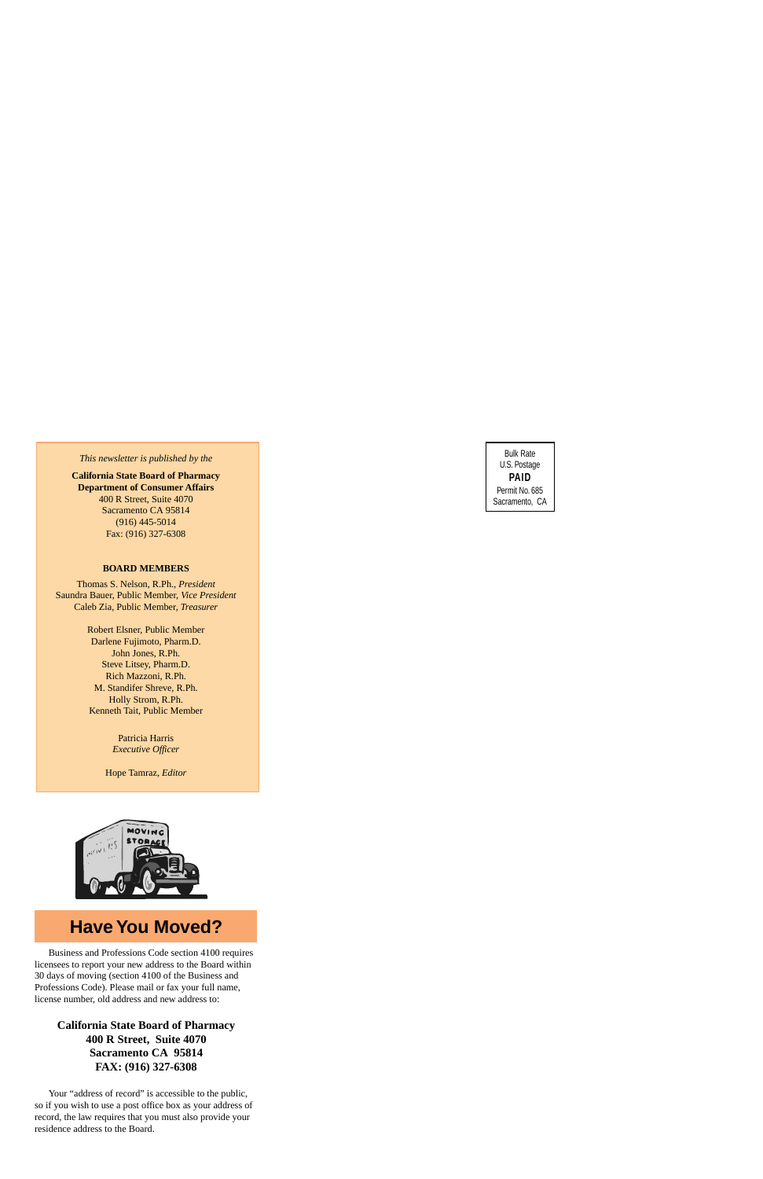*This newsletter is published by the*

**California State Board of Pharmacy**
**Department of Consumer Affairs**
400 R Street, Suite 4070
Sacramento CA 95814
(916) 445-5014
Fax: (916) 327-6308

**BOARD MEMBERS**

Thomas S. Nelson, R.Ph., *President*
Saundra Bauer, Public Member, *Vice President*
Caleb Zia, Public Member, *Treasurer*

Robert Elsner, Public Member
Darlene Fujimoto, Pharm.D.
John Jones, R.Ph.
Steve Litsey, Pharm.D.
Rich Mazzoni, R.Ph.
M. Standifer Shreve, R.Ph.
Holly Strom, R.Ph.
Kenneth Tait, Public Member

Patricia Harris
*Executive Officer*

Hope Tamraz, *Editor*

Bulk Rate
U.S. Postage
**PAID**
Permit No. 685
Sacramento, CA

## Have You Moved?

Business and Professions Code section 4100 requires licensees to report your new address to the Board within 30 days of moving (section 4100 of the Business and Professions Code). Please mail or fax your full name, license number, old address and new address to:

**California State Board of Pharmacy**
**400 R Street, Suite 4070**
**Sacramento CA 95814**
**FAX: (916) 327-6308**

Your "address of record" is accessible to the public, so if you wish to use a post office box as your address of record, the law requires that you must also provide your residence address to the Board.